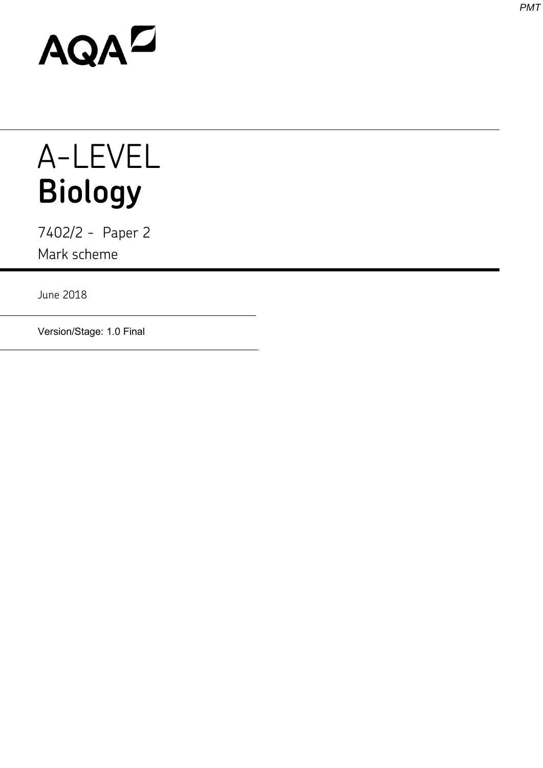AQA

# A-LEVEL
# Biology

7402/2 - Paper 2

Mark scheme

June 2018

Version/Stage: 1.0 Final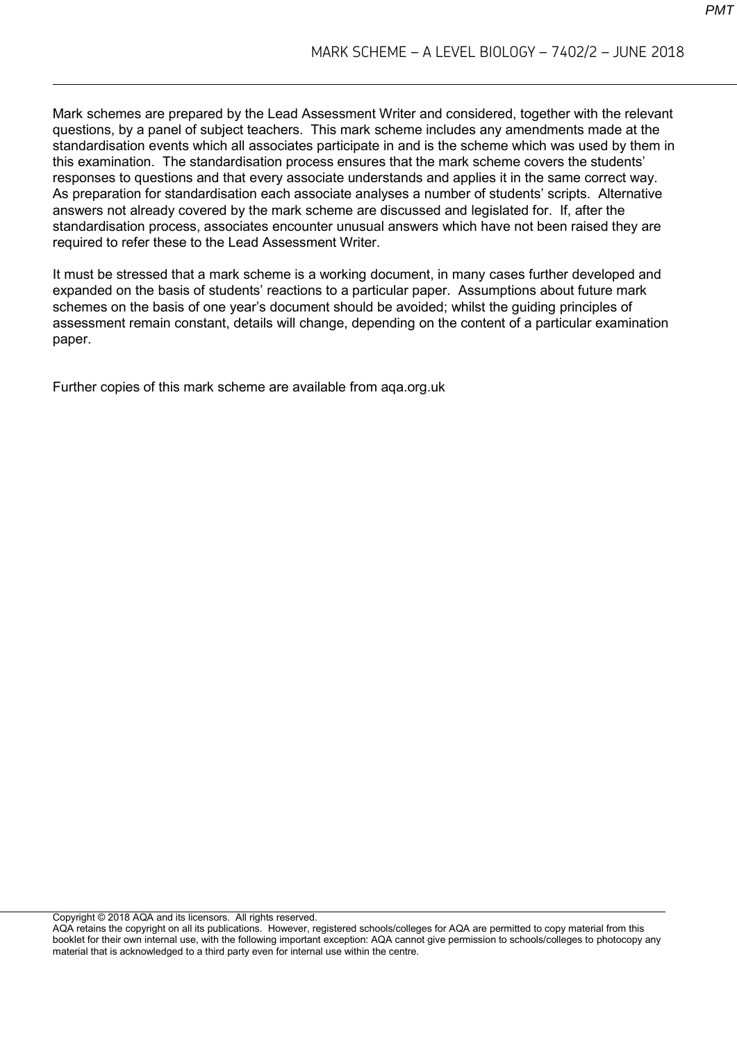Mark schemes are prepared by the Lead Assessment Writer and considered, together with the relevant questions, by a panel of subject teachers. This mark scheme includes any amendments made at the standardisation events which all associates participate in and is the scheme which was used by them in this examination. The standardisation process ensures that the mark scheme covers the students' responses to questions and that every associate understands and applies it in the same correct way. As preparation for standardisation each associate analyses a number of students' scripts. Alternative answers not already covered by the mark scheme are discussed and legislated for. If, after the standardisation process, associates encounter unusual answers which have not been raised they are required to refer these to the Lead Assessment Writer.

It must be stressed that a mark scheme is a working document, in many cases further developed and expanded on the basis of students' reactions to a particular paper. Assumptions about future mark schemes on the basis of one year's document should be avoided; whilst the guiding principles of assessment remain constant, details will change, depending on the content of a particular examination paper.

Further copies of this mark scheme are available from aqa.org.uk

Copyright © 2018 AQA and its licensors. All rights reserved.
AQA retains the copyright on all its publications. However, registered schools/colleges for AQA are permitted to copy material from this booklet for their own internal use, with the following important exception: AQA cannot give permission to schools/colleges to photocopy any material that is acknowledged to a third party even for internal use within the centre.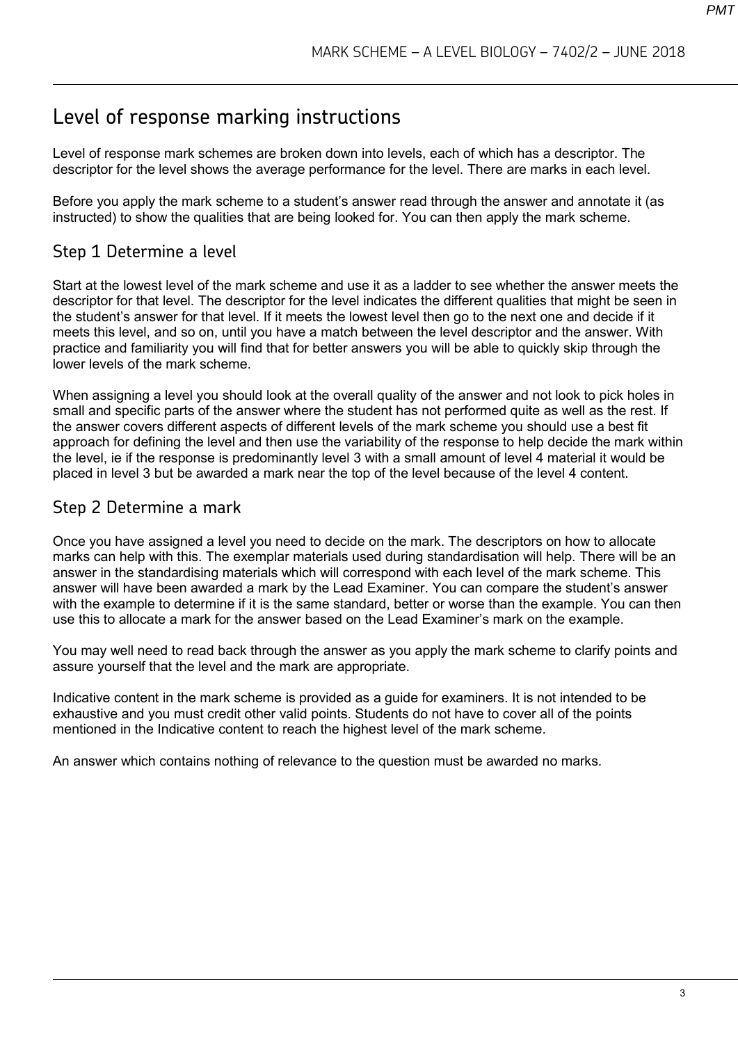# Level of response marking instructions

Level of response mark schemes are broken down into levels, each of which has a descriptor. The descriptor for the level shows the average performance for the level. There are marks in each level.

Before you apply the mark scheme to a student's answer read through the answer and annotate it (as instructed) to show the qualities that are being looked for. You can then apply the mark scheme.

## Step 1 Determine a level

Start at the lowest level of the mark scheme and use it as a ladder to see whether the answer meets the descriptor for that level. The descriptor for the level indicates the different qualities that might be seen in the student's answer for that level. If it meets the lowest level then go to the next one and decide if it meets this level, and so on, until you have a match between the level descriptor and the answer. With practice and familiarity you will find that for better answers you will be able to quickly skip through the lower levels of the mark scheme.

When assigning a level you should look at the overall quality of the answer and not look to pick holes in small and specific parts of the answer where the student has not performed quite as well as the rest. If the answer covers different aspects of different levels of the mark scheme you should use a best fit approach for defining the level and then use the variability of the response to help decide the mark within the level, ie if the response is predominantly level 3 with a small amount of level 4 material it would be placed in level 3 but be awarded a mark near the top of the level because of the level 4 content.

## Step 2 Determine a mark

Once you have assigned a level you need to decide on the mark. The descriptors on how to allocate marks can help with this. The exemplar materials used during standardisation will help. There will be an answer in the standardising materials which will correspond with each level of the mark scheme. This answer will have been awarded a mark by the Lead Examiner. You can compare the student's answer with the example to determine if it is the same standard, better or worse than the example. You can then use this to allocate a mark for the answer based on the Lead Examiner's mark on the example.

You may well need to read back through the answer as you apply the mark scheme to clarify points and assure yourself that the level and the mark are appropriate.

Indicative content in the mark scheme is provided as a guide for examiners. It is not intended to be exhaustive and you must credit other valid points. Students do not have to cover all of the points mentioned in the Indicative content to reach the highest level of the mark scheme.

An answer which contains nothing of relevance to the question must be awarded no marks.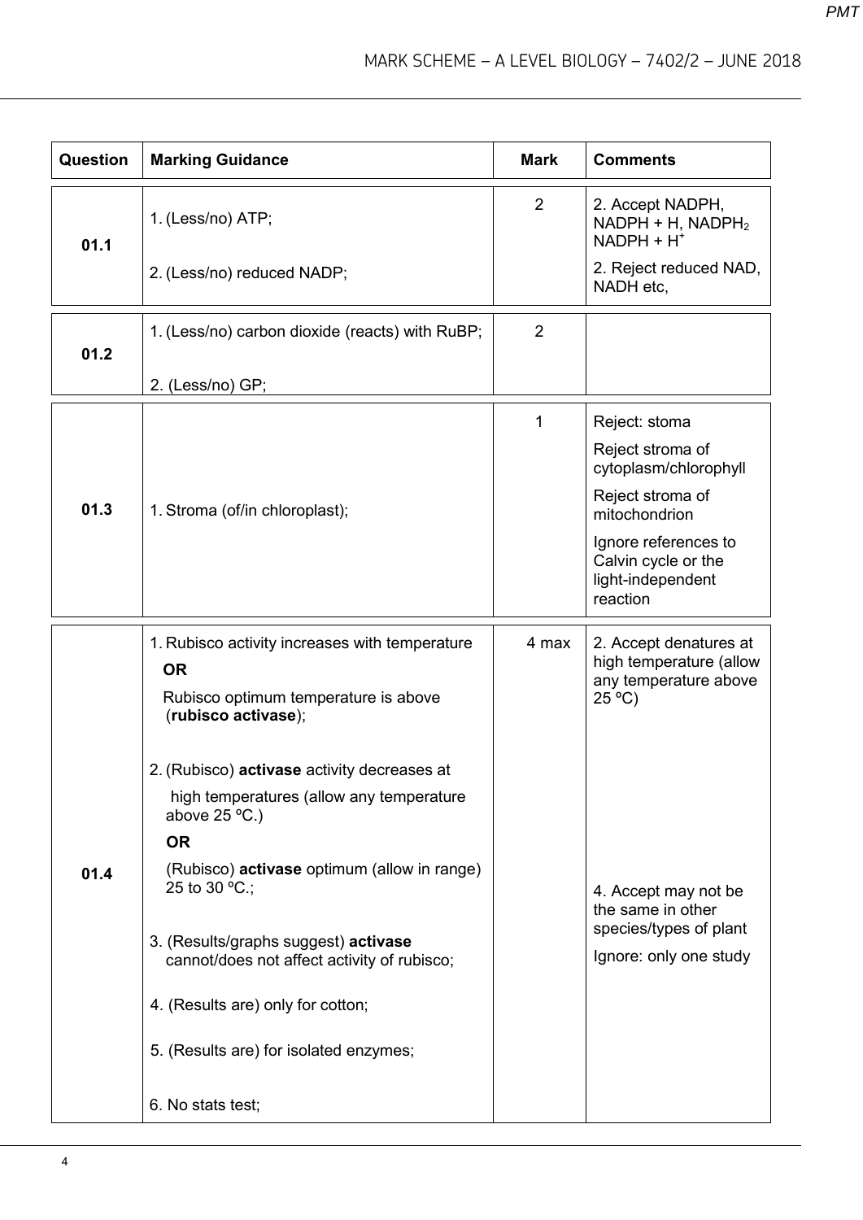| Question | Marking Guidance | Mark | Comments |
| --- | --- | --- | --- |
| 01.1 | 1. (Less/no) ATP;<br>2. (Less/no) reduced NADP; | 2 | 2. Accept NADPH, NADPH + H, $NADPH_2$ $NADPH + H^+$<br>2. Reject reduced NAD, NADH etc, |
| 01.2 | 1. (Less/no) carbon dioxide (reacts) with RuBP;<br>2. (Less/no) GP; | 2 | |
| 01.3 | 1. Stroma (of/in chloroplast); | 1 | Reject: stoma<br>Reject stroma of cytoplasm/chlorophyll<br>Reject stroma of mitochondrion<br>Ignore references to Calvin cycle or the light-independent reaction |
| 01.4 | 1. Rubisco activity increases with temperature<br>**OR**<br>Rubisco optimum temperature is above (**rubisco activase**);<br>2. (Rubisco) **activase** activity decreases at high temperatures (allow any temperature above 25 ºC.)<br>**OR**<br>(Rubisco) **activase** optimum (allow in range) 25 to 30 ºC.;<br>3. (Results/graphs suggest) **activase** cannot/does not affect activity of rubisco;<br>4. (Results are) only for cotton;<br>5. (Results are) for isolated enzymes;<br>6. No stats test; | 4 max | 2. Accept denatures at high temperature (allow any temperature above 25 ºC)<br>4. Accept may not be the same in other species/types of plant<br>Ignore: only one study |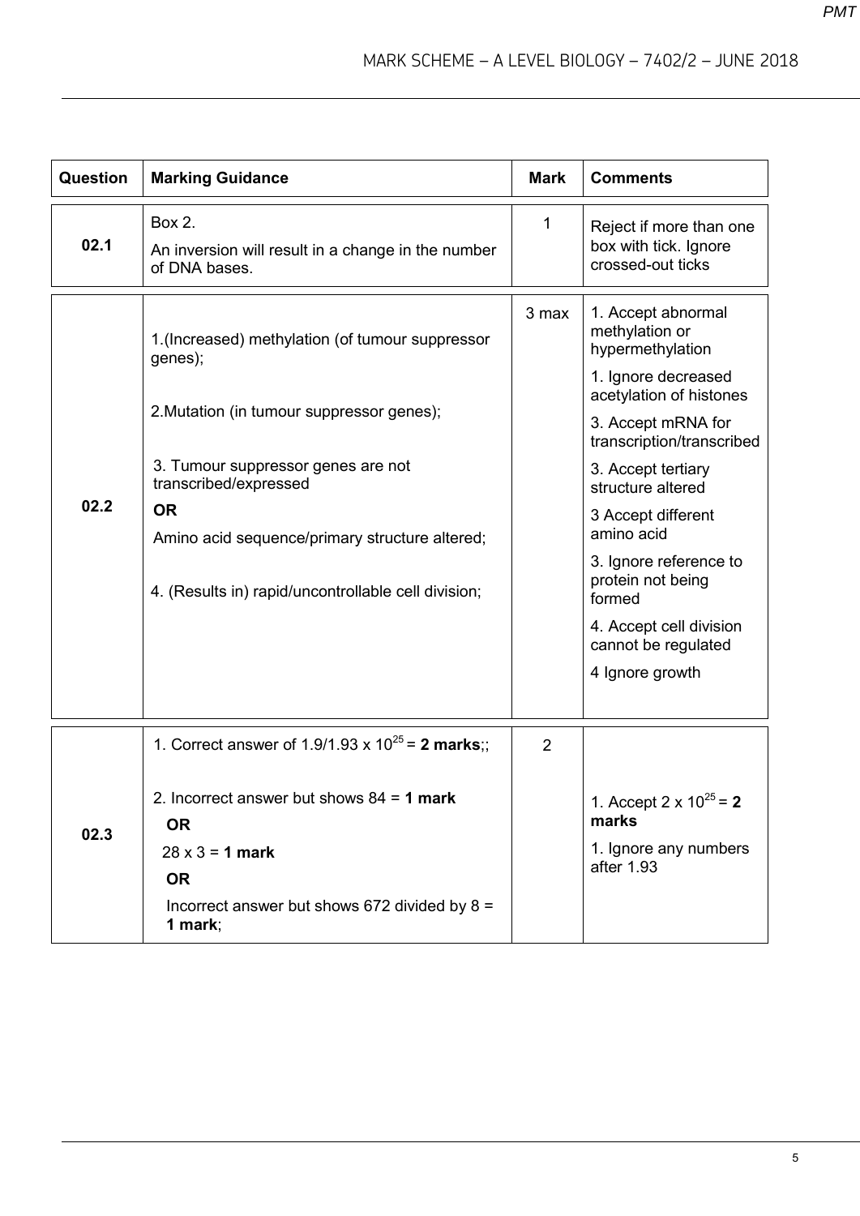| Question | Marking Guidance | Mark | Comments |
|---|---|---|---|
| 02.1 | Box 2.<br>An inversion will result in a change in the number of DNA bases. | 1 | Reject if more than one box with tick. Ignore crossed-out ticks |
| 02.2 | 1.(Increased) methylation (of tumour suppressor genes);<br><br>2.Mutation (in tumour suppressor genes);<br><br>3. Tumour suppressor genes are not transcribed/expressed<br>**OR**<br>Amino acid sequence/primary structure altered;<br><br>4. (Results in) rapid/uncontrollable cell division; | 3 max | 1. Accept abnormal methylation or hypermethylation<br>1. Ignore decreased acetylation of histones<br>3. Accept mRNA for transcription/transcribed<br>3. Accept tertiary structure altered<br>3 Accept different amino acid<br>3. Ignore reference to protein not being formed<br>4. Accept cell division cannot be regulated<br>4 Ignore growth |
| 02.3 | 1. Correct answer of 1.9/1.93 x $10^{25}$ = **2 marks**;;<br><br>2. Incorrect answer but shows 84 = **1 mark**<br>**OR**<br>28 x 3 = **1 mark**<br>**OR**<br>Incorrect answer but shows 672 divided by 8 = **1 mark**; | 2 | 1. Accept 2 x $10^{25}$ = **2 marks**<br>1. Ignore any numbers after 1.93 |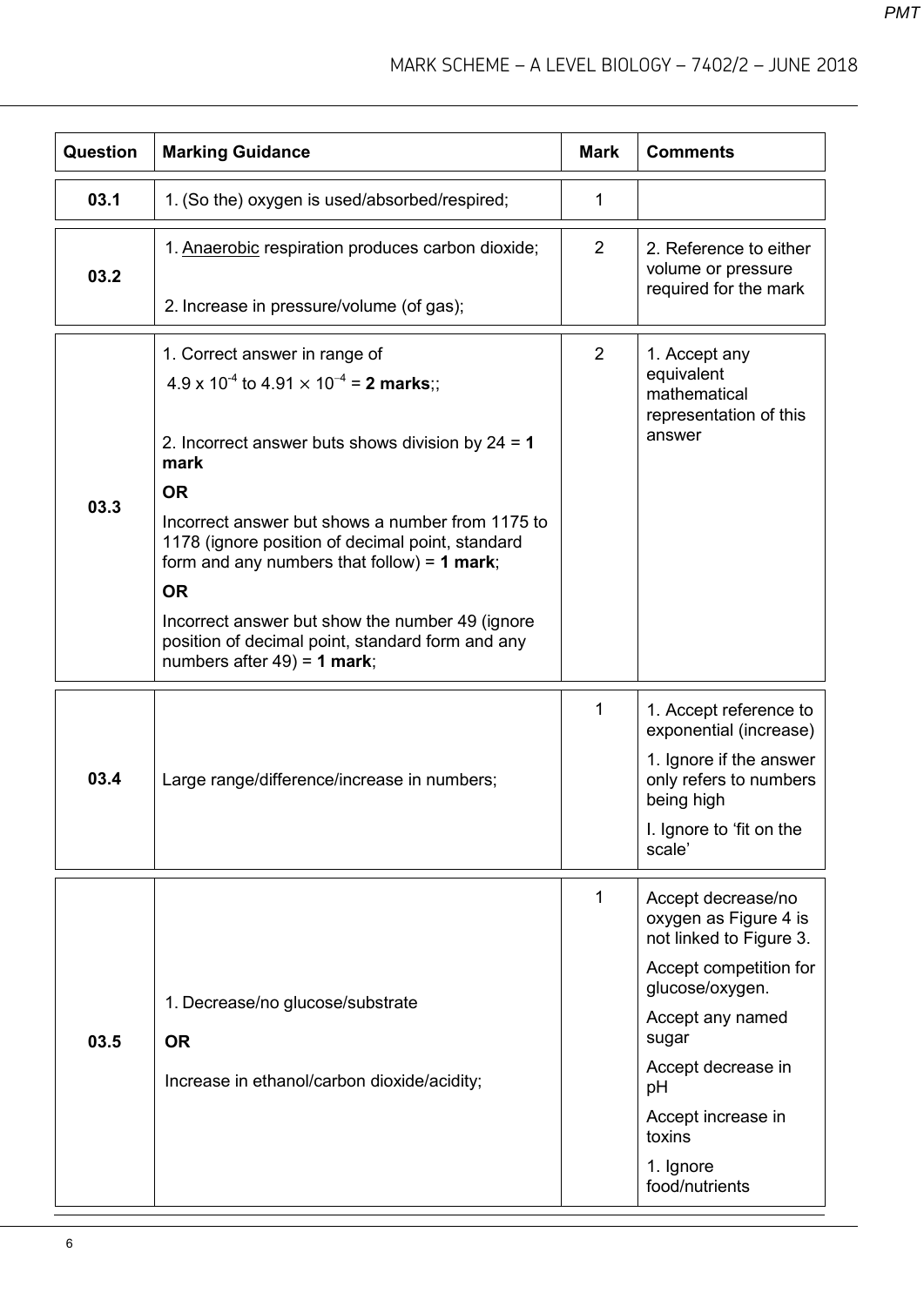| Question | Marking Guidance | Mark | Comments |
|---|---|---|---|
| 03.1 | 1. (So the) oxygen is used/absorbed/respired; | 1 | |
| 03.2 | 1. Anaerobic respiration produces carbon dioxide;<br><br>2. Increase in pressure/volume (of gas); | 2 | 2. Reference to either volume or pressure required for the mark |
| 03.3 | 1. Correct answer in range of $4.9 \times 10^{-4}$ to $4.91 \times 10^{-4}$ = **2 marks**;;<br><br>2. Incorrect answer buts shows division by 24 = **1 mark**<br>**OR**<br>Incorrect answer but shows a number from 1175 to 1178 (ignore position of decimal point, standard form and any numbers that follow) = **1 mark**;<br>**OR**<br>Incorrect answer but show the number 49 (ignore position of decimal point, standard form and any numbers after 49) = **1 mark**; | 2 | 1. Accept any equivalent mathematical representation of this answer |
| 03.4 | Large range/difference/increase in numbers; | 1 | 1. Accept reference to exponential (increase)<br>1. Ignore if the answer only refers to numbers being high<br>I. Ignore to 'fit on the scale' |
| 03.5 | 1. Decrease/no glucose/substrate<br>**OR**<br>Increase in ethanol/carbon dioxide/acidity; | 1 | Accept decrease/no oxygen as Figure 4 is not linked to Figure 3.<br>Accept competition for glucose/oxygen.<br>Accept any named sugar<br>Accept decrease in pH<br>Accept increase in toxins<br>1. Ignore food/nutrients |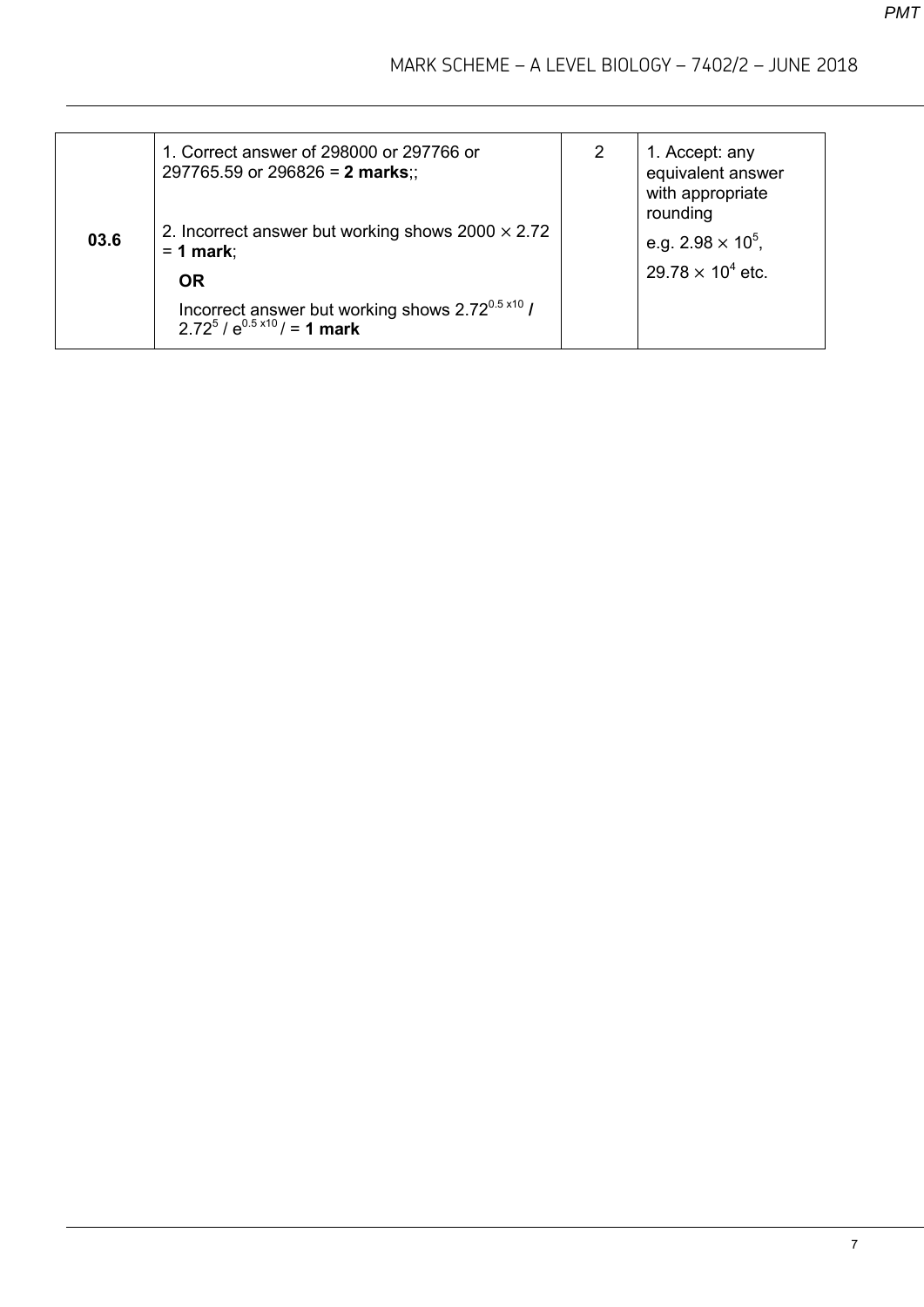| | | | |
|---|---|---|---|
| **03.6** | 1. Correct answer of 298000 or 297766 or 297765.59 or 296826 = **2 marks**;;<br><br>2. Incorrect answer but working shows 2000 × 2.72 = **1 mark**;<br><br>**OR**<br><br>Incorrect answer but working shows $2.72^{0.5 \times 10}$ **/** $2.72^5$ / $e^{0.5 \times 10}$ / = **1 mark** | 2 | 1. Accept: any equivalent answer with appropriate rounding<br><br>e.g. $2.98 \times 10^5$,<br><br>$29.78 \times 10^4$ etc. |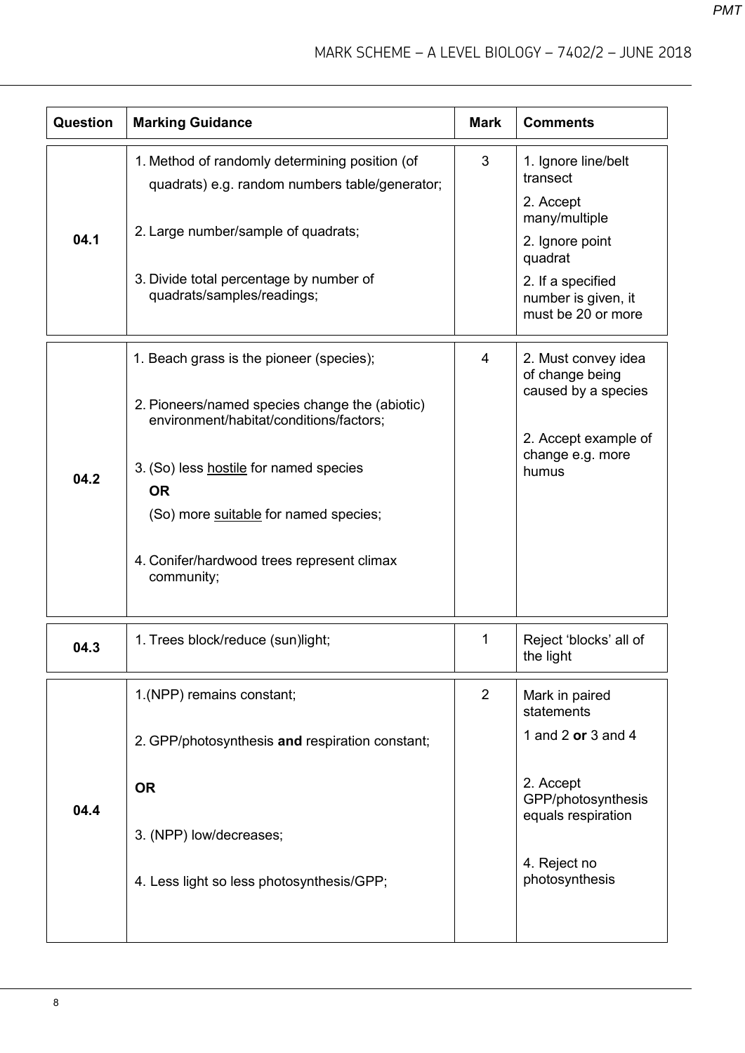| Question | Marking Guidance | Mark | Comments |
|---|---|---|---|
| 04.1 | 1. Method of randomly determining position (of quadrats) e.g. random numbers table/generator;<br><br>2. Large number/sample of quadrats;<br><br>3. Divide total percentage by number of quadrats/samples/readings; | 3 | 1. Ignore line/belt transect<br><br>2. Accept many/multiple<br><br>2. Ignore point quadrat<br><br>2. If a specified number is given, it must be 20 or more |
| 04.2 | 1. Beach grass is the pioneer (species);<br><br>2. Pioneers/named species change the (abiotic) environment/habitat/conditions/factors;<br><br>3. (So) less <u>hostile</u> for named species<br>**OR**<br>(So) more <u>suitable</u> for named species;<br><br>4. Conifer/hardwood trees represent climax community; | 4 | 2. Must convey idea of change being caused by a species<br><br>2. Accept example of change e.g. more humus |
| 04.3 | 1. Trees block/reduce (sun)light; | 1 | Reject 'blocks' all of the light |
| 04.4 | 1.(NPP) remains constant;<br><br>2. GPP/photosynthesis **and** respiration constant;<br><br>**OR**<br><br>3. (NPP) low/decreases;<br><br>4. Less light so less photosynthesis/GPP; | 2 | Mark in paired statements<br>1 and 2 **or** 3 and 4<br><br>2. Accept GPP/photosynthesis equals respiration<br><br>4. Reject no photosynthesis |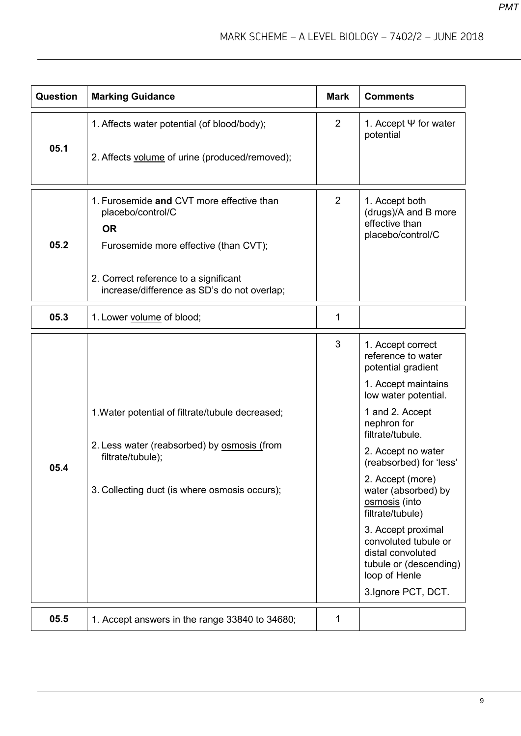| Question | Marking Guidance | Mark | Comments |
|---|---|---|---|
| 05.1 | 1. Affects water potential (of blood/body);<br><br>2. Affects <u>volume</u> of urine (produced/removed); | 2 | 1. Accept Ψ for water potential |
| 05.2 | 1. Furosemide **and** CVT more effective than placebo/control/C<br>**OR**<br>Furosemide more effective (than CVT);<br><br>2. Correct reference to a significant increase/difference as SD's do not overlap; | 2 | 1. Accept both (drugs)/A and B more effective than placebo/control/C |
| 05.3 | 1. Lower <u>volume</u> of blood; | 1 | |
| 05.4 | 1. Water potential of filtrate/tubule decreased;<br><br>2. Less water (reabsorbed) by <u>osmosis</u> (from filtrate/tubule);<br><br>3. Collecting duct (is where osmosis occurs); | 3 | 1. Accept correct reference to water potential gradient<br>1. Accept maintains low water potential.<br>1 and 2. Accept nephron for filtrate/tubule.<br>2. Accept no water (reabsorbed) for 'less'<br>2. Accept (more) water (absorbed) by <u>osmosis</u> (into filtrate/tubule)<br>3. Accept proximal convoluted tubule or distal convoluted tubule or (descending) loop of Henle<br>3. Ignore PCT, DCT. |
| 05.5 | 1. Accept answers in the range 33840 to 34680; | 1 | |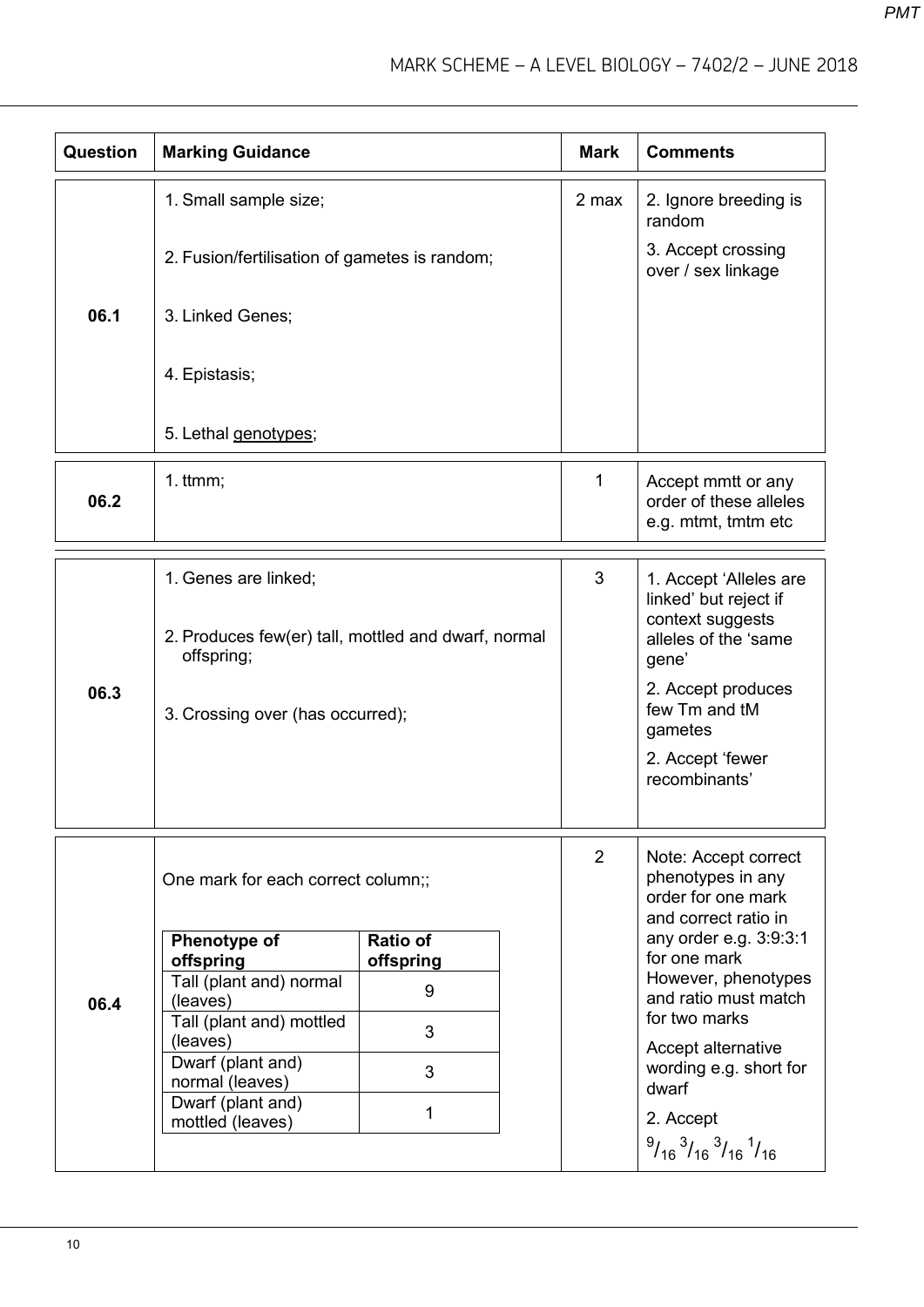| Question | Marking Guidance | Mark | Comments |
|---|---|---|---|
| 06.1 | 1. Small sample size;<br><br>2. Fusion/fertilisation of gametes is random;<br><br>3. Linked Genes;<br><br>4. Epistasis;<br><br>5. Lethal genotypes; | 2 max | 2. Ignore breeding is random<br><br>3. Accept crossing over / sex linkage |
| 06.2 | 1. ttmm; | 1 | Accept mmtt or any order of these alleles e.g. mtmt, tmtm etc |
| 06.3 | 1. Genes are linked;<br><br>2. Produces few(er) tall, mottled and dwarf, normal offspring;<br><br>3. Crossing over (has occurred); | 3 | 1. Accept 'Alleles are linked' but reject if context suggests alleles of the 'same gene'<br><br>2. Accept produces few Tm and tM gametes<br><br>2. Accept 'fewer recombinants' |
| 06.4 | One mark for each correct column;;<br><br>Phenotype of offspring — Ratio of offspring:<br>Tall (plant and) normal (leaves) — 9<br>Tall (plant and) mottled (leaves) — 3<br>Dwarf (plant and) normal (leaves) — 3<br>Dwarf (plant and) mottled (leaves) — 1 | 2 | Note: Accept correct phenotypes in any order for one mark and correct ratio in any order e.g. 3:9:3:1 for one mark However, phenotypes and ratio must match for two marks<br><br>Accept alternative wording e.g. short for dwarf<br><br>2. Accept $^{9}/_{16}$ $^{3}/_{16}$ $^{3}/_{16}$ $^{1}/_{16}$ |

**06.4 table:**

| Phenotype of offspring | Ratio of offspring |
|---|---|
| Tall (plant and) normal (leaves) | 9 |
| Tall (plant and) mottled (leaves) | 3 |
| Dwarf (plant and) normal (leaves) | 3 |
| Dwarf (plant and) mottled (leaves) | 1 |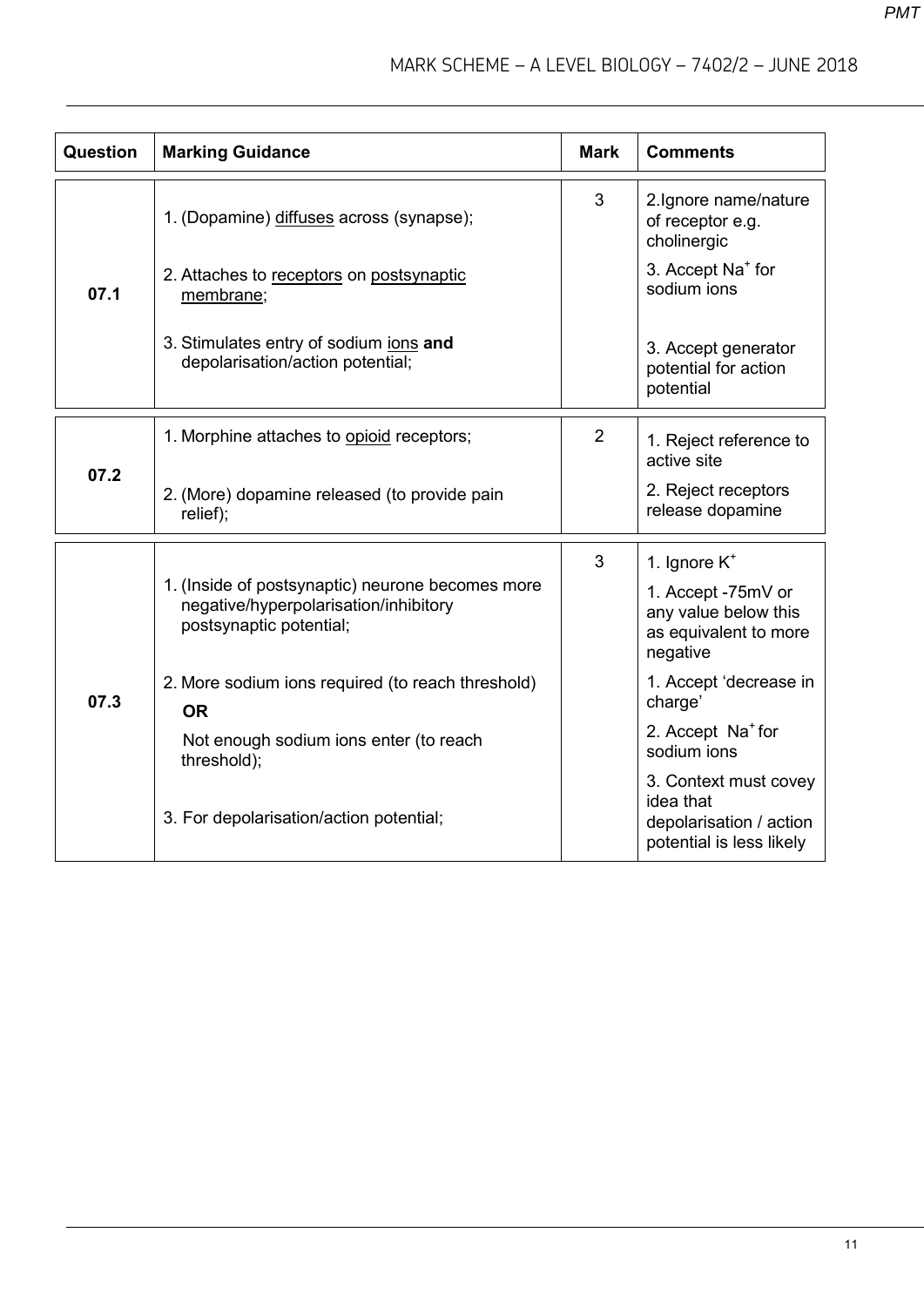| Question | Marking Guidance | Mark | Comments |
|---|---|---|---|
| 07.1 | 1. (Dopamine) diffuses across (synapse);<br><br>2. Attaches to receptors on postsynaptic membrane;<br><br>3. Stimulates entry of sodium ions **and** depolarisation/action potential; | 3 | 2.Ignore name/nature of receptor e.g. cholinergic<br><br>3. Accept $Na^+$ for sodium ions<br><br>3. Accept generator potential for action potential |
| 07.2 | 1. Morphine attaches to opioid receptors;<br><br>2. (More) dopamine released (to provide pain relief); | 2 | 1. Reject reference to active site<br><br>2. Reject receptors release dopamine |
| 07.3 | 1. (Inside of postsynaptic) neurone becomes more negative/hyperpolarisation/inhibitory postsynaptic potential;<br><br>2. More sodium ions required (to reach threshold)<br>**OR**<br>Not enough sodium ions enter (to reach threshold);<br><br>3. For depolarisation/action potential; | 3 | 1. Ignore $K^+$<br><br>1. Accept -75mV or any value below this as equivalent to more negative<br><br>1. Accept 'decrease in charge'<br><br>2. Accept $Na^+$ for sodium ions<br><br>3. Context must covey idea that depolarisation / action potential is less likely |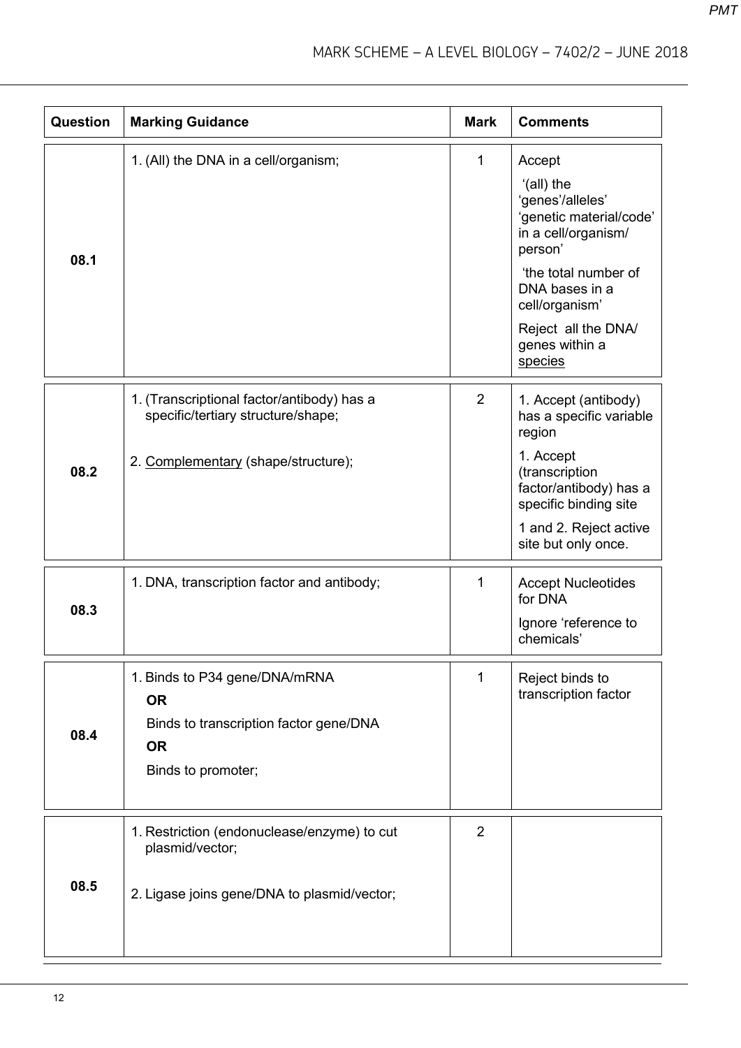| Question | Marking Guidance | Mark | Comments |
|---|---|---|---|
| 08.1 | 1. (All) the DNA in a cell/organism; | 1 | Accept<br>'(all) the 'genes'/alleles' 'genetic material/code' in a cell/organism/ person'<br>'the total number of DNA bases in a cell/organism'<br>Reject all the DNA/ genes within a <u>species</u> |
| 08.2 | 1. (Transcriptional factor/antibody) has a specific/tertiary structure/shape;<br>2. <u>Complementary</u> (shape/structure); | 2 | 1. Accept (antibody) has a specific variable region<br>1. Accept (transcription factor/antibody) has a specific binding site<br>1 and 2. Reject active site but only once. |
| 08.3 | 1. DNA, transcription factor and antibody; | 1 | Accept Nucleotides for DNA<br>Ignore 'reference to chemicals' |
| 08.4 | 1. Binds to P34 gene/DNA/mRNA<br>**OR**<br>Binds to transcription factor gene/DNA<br>**OR**<br>Binds to promoter; | 1 | Reject binds to transcription factor |
| 08.5 | 1. Restriction (endonuclease/enzyme) to cut plasmid/vector;<br>2. Ligase joins gene/DNA to plasmid/vector; | 2 | |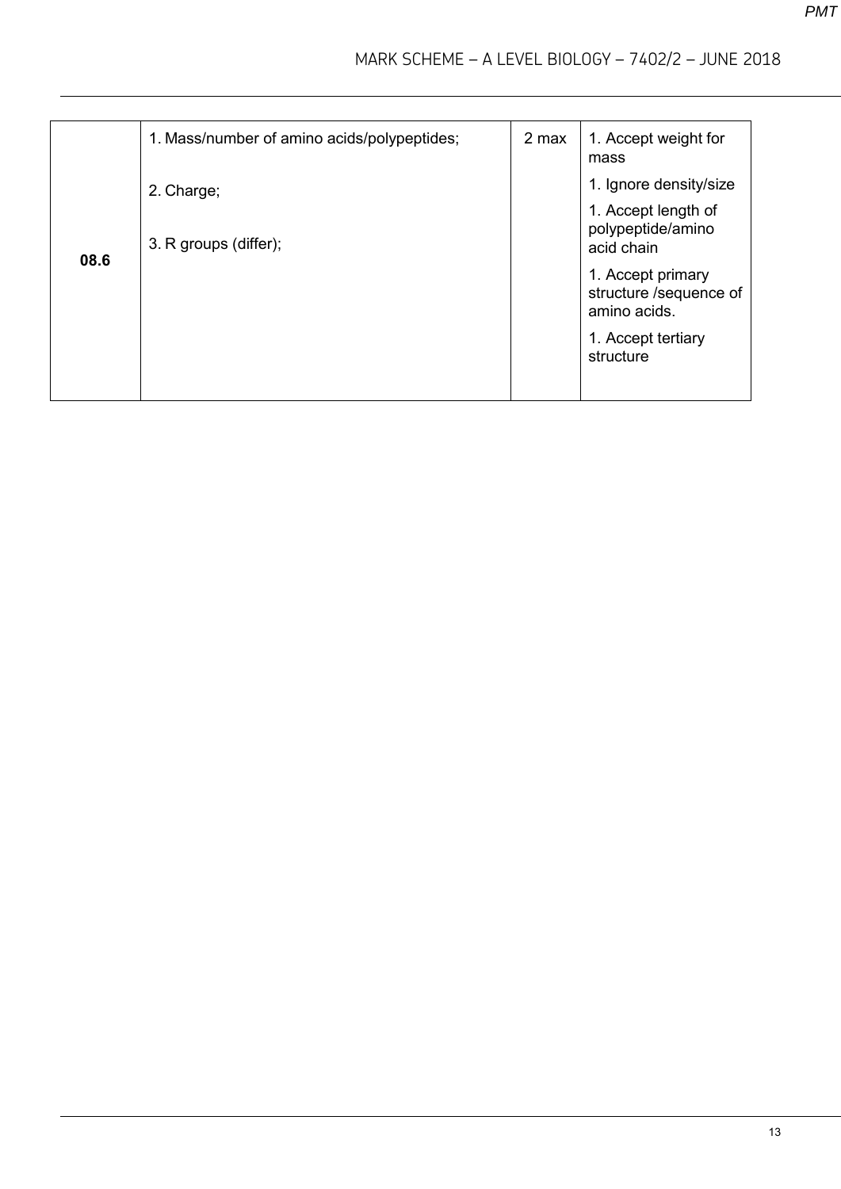| | | | |
|---|---|---|---|
| **08.6** | 1. Mass/number of amino acids/polypeptides;<br><br>2. Charge;<br><br>3. R groups (differ); | 2 max | 1. Accept weight for mass<br><br>1. Ignore density/size<br><br>1. Accept length of polypeptide/amino acid chain<br><br>1. Accept primary structure /sequence of amino acids.<br><br>1. Accept tertiary structure |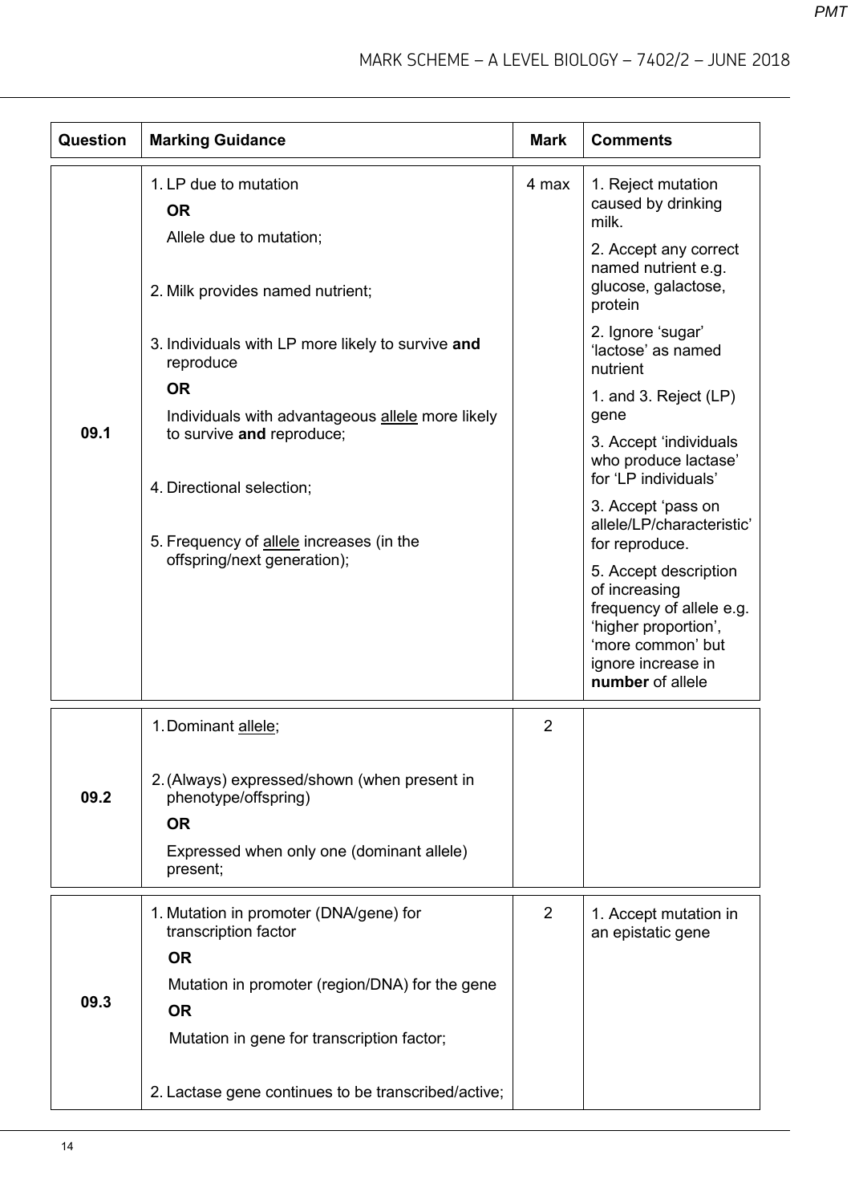| Question | Marking Guidance | Mark | Comments |
|---|---|---|---|
| 09.1 | 1. LP due to mutation **OR** Allele due to mutation;<br><br>2. Milk provides named nutrient;<br><br>3. Individuals with LP more likely to survive **and** reproduce **OR** Individuals with advantageous allele more likely to survive **and** reproduce;<br><br>4. Directional selection;<br><br>5. Frequency of allele increases (in the offspring/next generation); | 4 max | 1. Reject mutation caused by drinking milk.<br><br>2. Accept any correct named nutrient e.g. glucose, galactose, protein<br><br>2. Ignore 'sugar' 'lactose' as named nutrient<br><br>1. and 3. Reject (LP) gene<br><br>3. Accept 'individuals who produce lactase' for 'LP individuals'<br><br>3. Accept 'pass on allele/LP/characteristic' for reproduce.<br><br>5. Accept description of increasing frequency of allele e.g. 'higher proportion', 'more common' but ignore increase in **number** of allele |
| 09.2 | 1. Dominant allele;<br><br>2. (Always) expressed/shown (when present in phenotype/offspring) **OR** Expressed when only one (dominant allele) present; | 2 | |
| 09.3 | 1. Mutation in promoter (DNA/gene) for transcription factor **OR** Mutation in promoter (region/DNA) for the gene **OR** Mutation in gene for transcription factor;<br><br>2. Lactase gene continues to be transcribed/active; | 2 | 1. Accept mutation in an epistatic gene |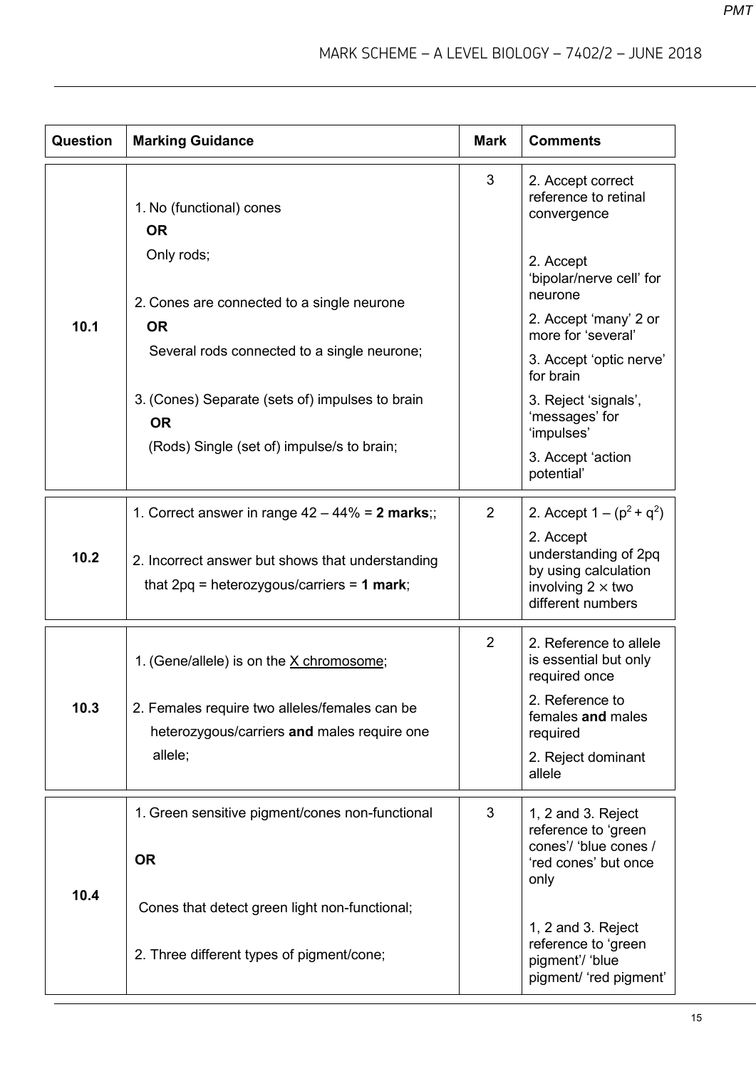| Question | Marking Guidance | Mark | Comments |
| --- | --- | --- | --- |
| 10.1 | 1. No (functional) cones<br>**OR**<br>Only rods;<br><br>2. Cones are connected to a single neurone<br>**OR**<br>Several rods connected to a single neurone;<br><br>3. (Cones) Separate (sets of) impulses to brain<br>**OR**<br>(Rods) Single (set of) impulse/s to brain; | 3 | 2. Accept correct reference to retinal convergence<br><br>2. Accept 'bipolar/nerve cell' for neurone<br><br>2. Accept 'many' 2 or more for 'several'<br><br>3. Accept 'optic nerve' for brain<br><br>3. Reject 'signals', 'messages' for 'impulses'<br><br>3. Accept 'action potential' |
| 10.2 | 1. Correct answer in range 42 – 44% = **2 marks**;;<br><br>2. Incorrect answer but shows that understanding that 2pq = heterozygous/carriers = **1 mark**; | 2 | 2. Accept $1 - (p^2 + q^2)$<br><br>2. Accept understanding of 2pq by using calculation involving $2 \times$ two different numbers |
| 10.3 | 1. (Gene/allele) is on the X chromosome;<br><br>2. Females require two alleles/females can be heterozygous/carriers **and** males require one allele; | 2 | 2. Reference to allele is essential but only required once<br><br>2. Reference to females **and** males required<br><br>2. Reject dominant allele |
| 10.4 | 1. Green sensitive pigment/cones non-functional<br><br>**OR**<br><br>Cones that detect green light non-functional;<br><br>2. Three different types of pigment/cone; | 3 | 1, 2 and 3. Reject reference to 'green cones'/ 'blue cones / 'red cones' but once only<br><br>1, 2 and 3. Reject reference to 'green pigment'/ 'blue pigment/ 'red pigment' |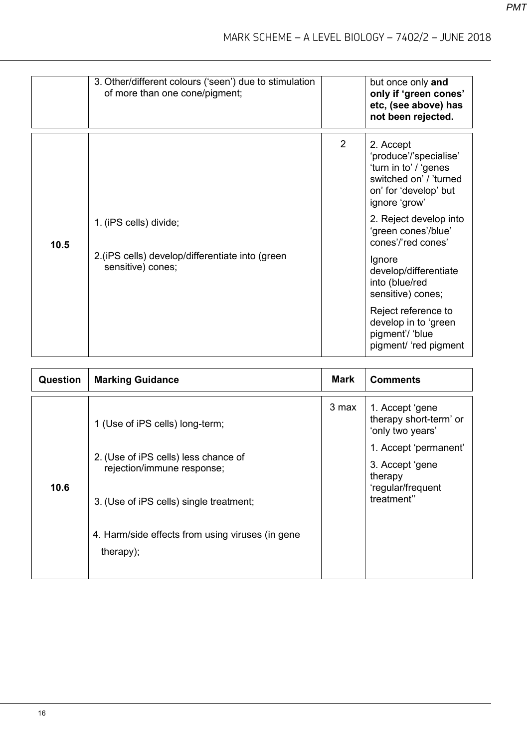| | | | |
|---|---|---|---|
| | 3. Other/different colours ('seen') due to stimulation of more than one cone/pigment; | | but once only **and only if 'green cones' etc, (see above) has not been rejected.** |

| | | | |
|---|---|---|---|
| 10.5 | 1. (iPS cells) divide;<br><br>2.(iPS cells) develop/differentiate into (green sensitive) cones; | 2 | 2. Accept 'produce'/'specialise' 'turn in to' / 'genes switched on' / 'turned on' for 'develop' but ignore 'grow'<br><br>2. Reject develop into 'green cones'/blue' cones'/'red cones'<br><br>Ignore develop/differentiate into (blue/red sensitive) cones;<br><br>Reject reference to develop in to 'green pigment'/ 'blue pigment/ 'red pigment |

| Question | Marking Guidance | Mark | Comments |
|---|---|---|---|
| 10.6 | 1 (Use of iPS cells) long-term;<br><br>2. (Use of iPS cells) less chance of rejection/immune response;<br><br>3. (Use of iPS cells) single treatment;<br><br>4. Harm/side effects from using viruses (in gene therapy); | 3 max | 1. Accept 'gene therapy short-term' or 'only two years'<br><br>1. Accept 'permanent'<br><br>3. Accept 'gene therapy 'regular/frequent treatment'' |